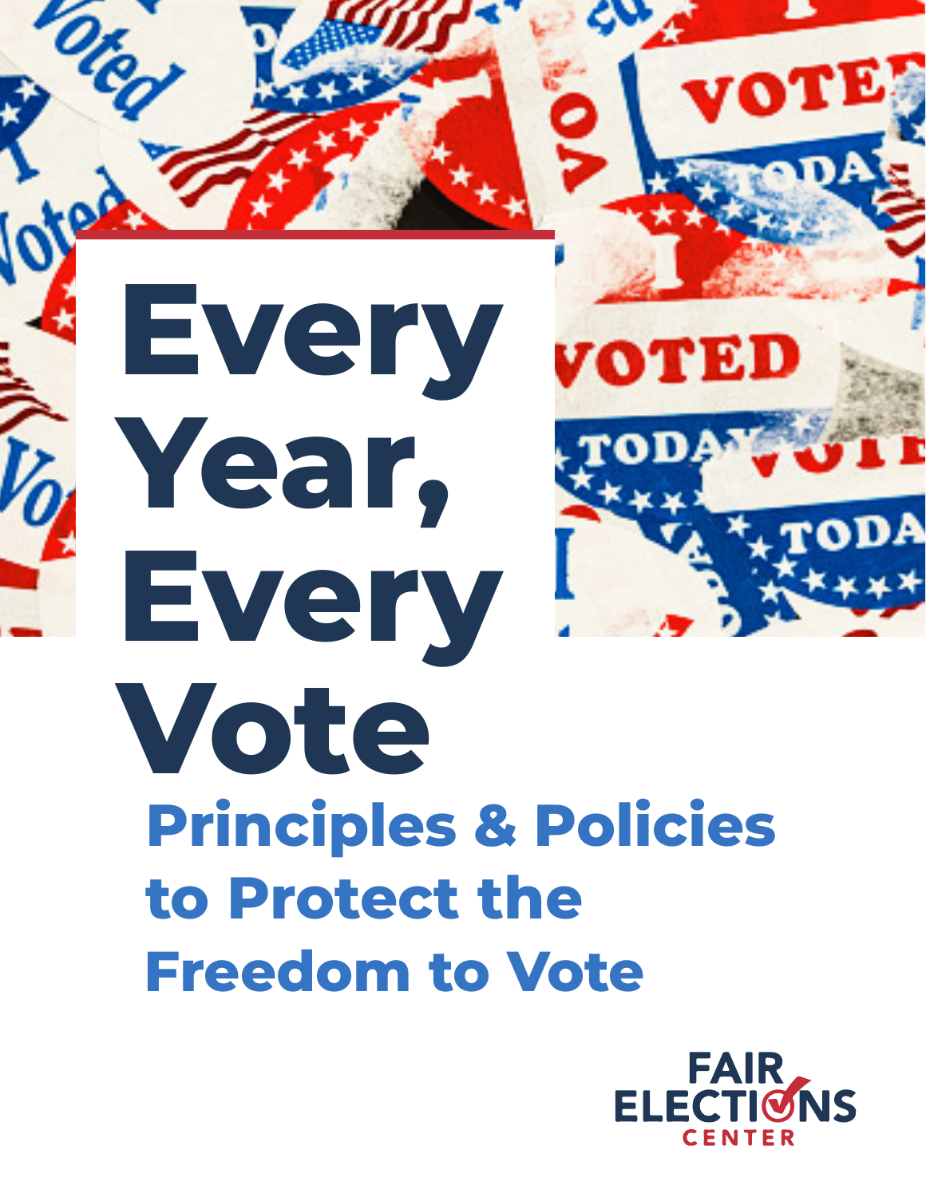# Every Year, Every Vote

## Principles & Policies to Protect the Freedom to Vote

FAIR ELECTIONS CENTER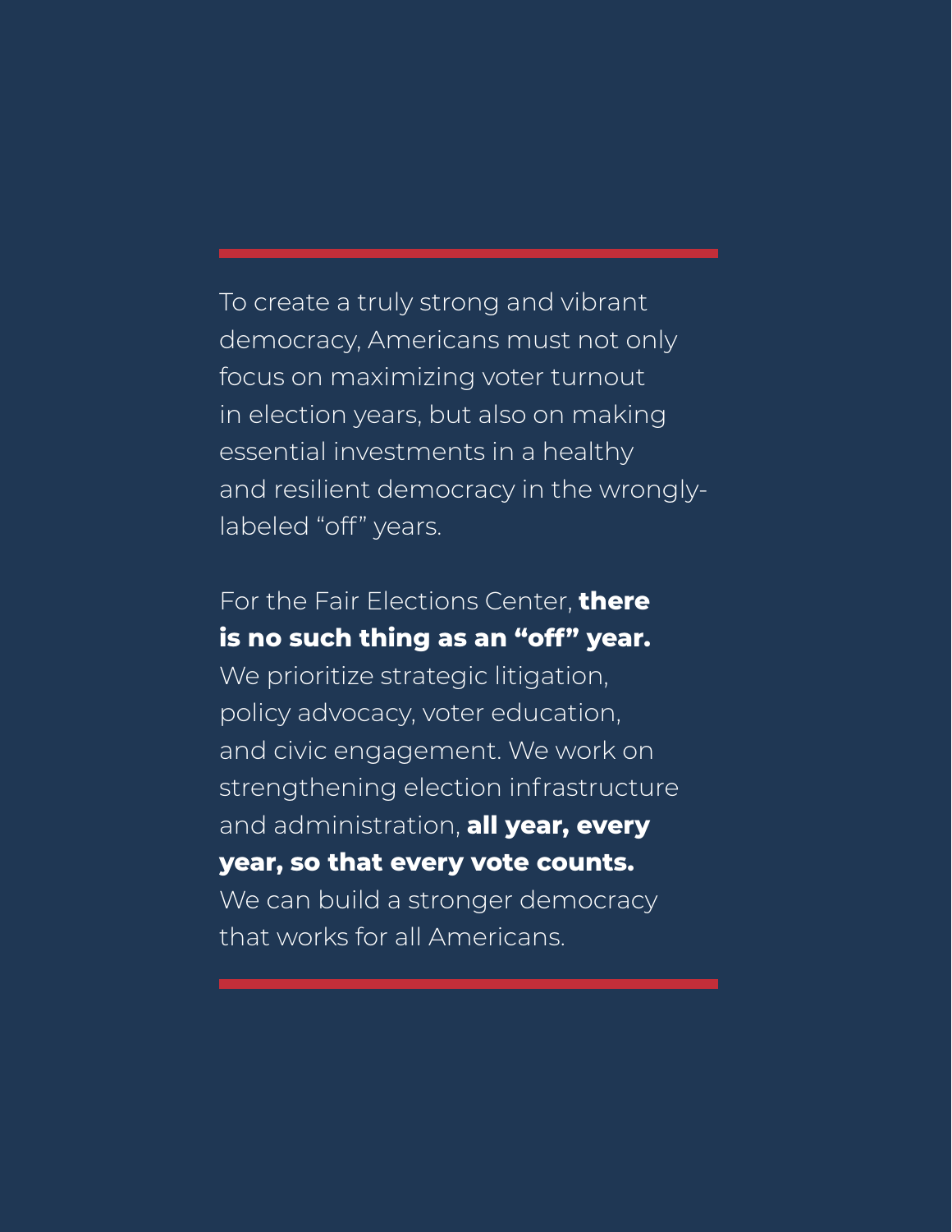To create a truly strong and vibrant democracy, Americans must not only focus on maximizing voter turnout in election years, but also on making essential investments in a healthy and resilient democracy in the wrongly-labeled "off" years.

For the Fair Elections Center, **there is no such thing as an "off" year.** We prioritize strategic litigation, policy advocacy, voter education, and civic engagement. We work on strengthening election infrastructure and administration, **all year, every year, so that every vote counts.** We can build a stronger democracy that works for all Americans.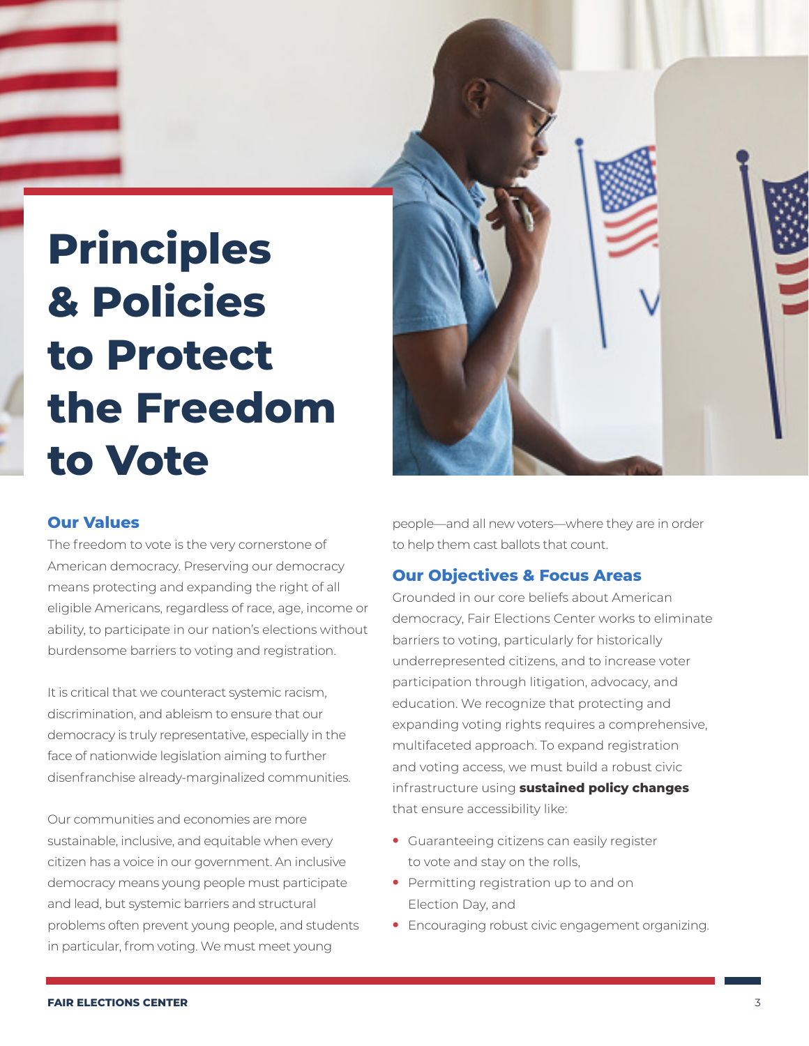# Principles & Policies to Protect the Freedom to Vote

## Our Values

The freedom to vote is the very cornerstone of American democracy. Preserving our democracy means protecting and expanding the right of all eligible Americans, regardless of race, age, income or ability, to participate in our nation's elections without burdensome barriers to voting and registration.

It is critical that we counteract systemic racism, discrimination, and ableism to ensure that our democracy is truly representative, especially in the face of nationwide legislation aiming to further disenfranchise already-marginalized communities.

Our communities and economies are more sustainable, inclusive, and equitable when every citizen has a voice in our government. An inclusive democracy means young people must participate and lead, but systemic barriers and structural problems often prevent young people, and students in particular, from voting. We must meet young people—and all new voters—where they are in order to help them cast ballots that count.

## Our Objectives & Focus Areas

Grounded in our core beliefs about American democracy, Fair Elections Center works to eliminate barriers to voting, particularly for historically underrepresented citizens, and to increase voter participation through litigation, advocacy, and education. We recognize that protecting and expanding voting rights requires a comprehensive, multifaceted approach. To expand registration and voting access, we must build a robust civic infrastructure using **sustained policy changes** that ensure accessibility like:

- Guaranteeing citizens can easily register to vote and stay on the rolls,
- Permitting registration up to and on Election Day, and
- Encouraging robust civic engagement organizing.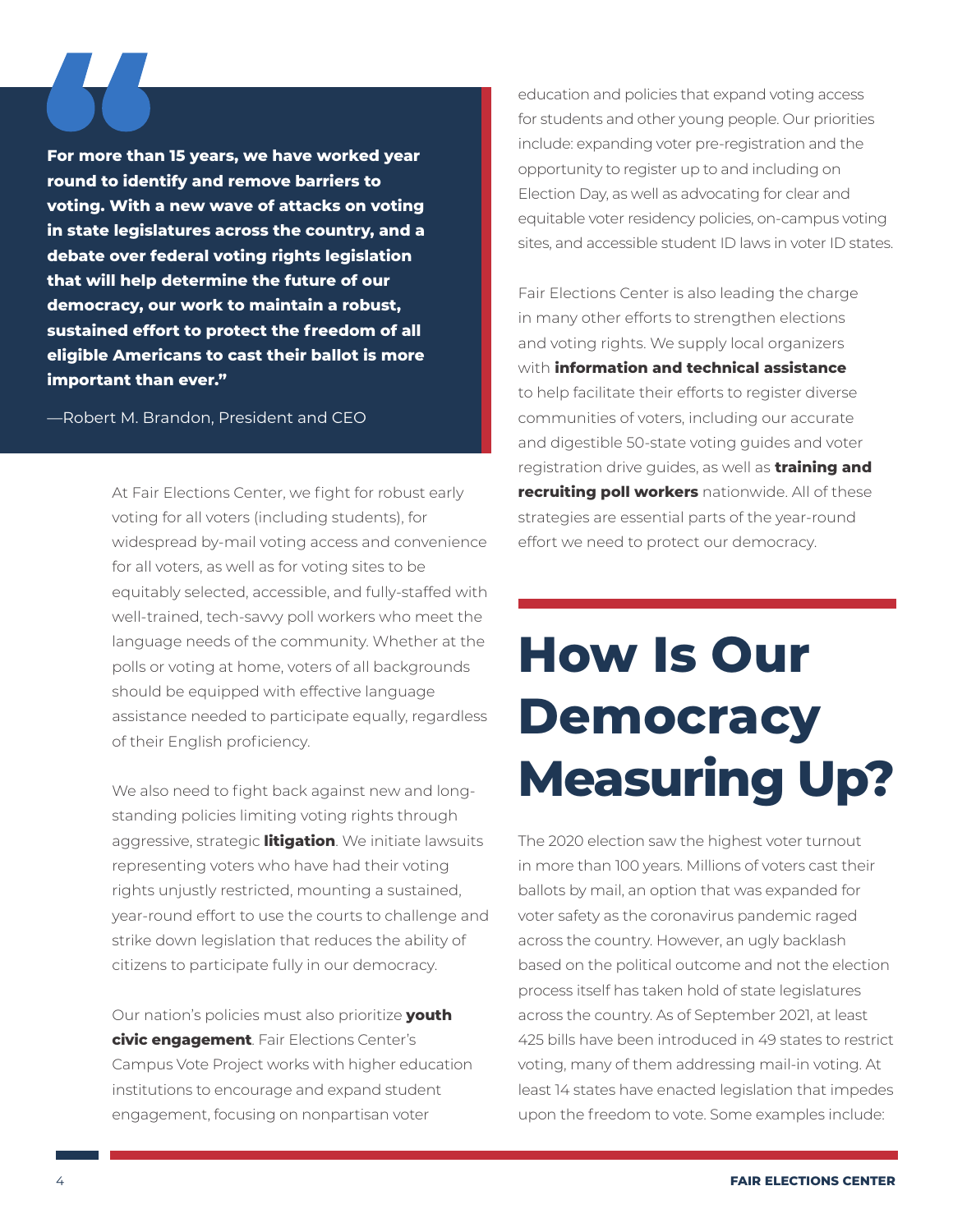> **For more than 15 years, we have worked year round to identify and remove barriers to voting. With a new wave of attacks on voting in state legislatures across the country, and a debate over federal voting rights legislation that will help determine the future of our democracy, our work to maintain a robust, sustained effort to protect the freedom of all eligible Americans to cast their ballot is more important than ever."**
>
> —Robert M. Brandon, President and CEO

At Fair Elections Center, we fight for robust early voting for all voters (including students), for widespread by-mail voting access and convenience for all voters, as well as for voting sites to be equitably selected, accessible, and fully-staffed with well-trained, tech-savvy poll workers who meet the language needs of the community. Whether at the polls or voting at home, voters of all backgrounds should be equipped with effective language assistance needed to participate equally, regardless of their English proficiency.

We also need to fight back against new and long-standing policies limiting voting rights through aggressive, strategic **litigation**. We initiate lawsuits representing voters who have had their voting rights unjustly restricted, mounting a sustained, year-round effort to use the courts to challenge and strike down legislation that reduces the ability of citizens to participate fully in our democracy.

Our nation's policies must also prioritize **youth civic engagement**. Fair Elections Center's Campus Vote Project works with higher education institutions to encourage and expand student engagement, focusing on nonpartisan voter education and policies that expand voting access for students and other young people. Our priorities include: expanding voter pre-registration and the opportunity to register up to and including on Election Day, as well as advocating for clear and equitable voter residency policies, on-campus voting sites, and accessible student ID laws in voter ID states.

Fair Elections Center is also leading the charge in many other efforts to strengthen elections and voting rights. We supply local organizers with **information and technical assistance** to help facilitate their efforts to register diverse communities of voters, including our accurate and digestible 50-state voting guides and voter registration drive guides, as well as **training and recruiting poll workers** nationwide. All of these strategies are essential parts of the year-round effort we need to protect our democracy.

# How Is Our Democracy Measuring Up?

The 2020 election saw the highest voter turnout in more than 100 years. Millions of voters cast their ballots by mail, an option that was expanded for voter safety as the coronavirus pandemic raged across the country. However, an ugly backlash based on the political outcome and not the election process itself has taken hold of state legislatures across the country. As of September 2021, at least 425 bills have been introduced in 49 states to restrict voting, many of them addressing mail-in voting. At least 14 states have enacted legislation that impedes upon the freedom to vote. Some examples include: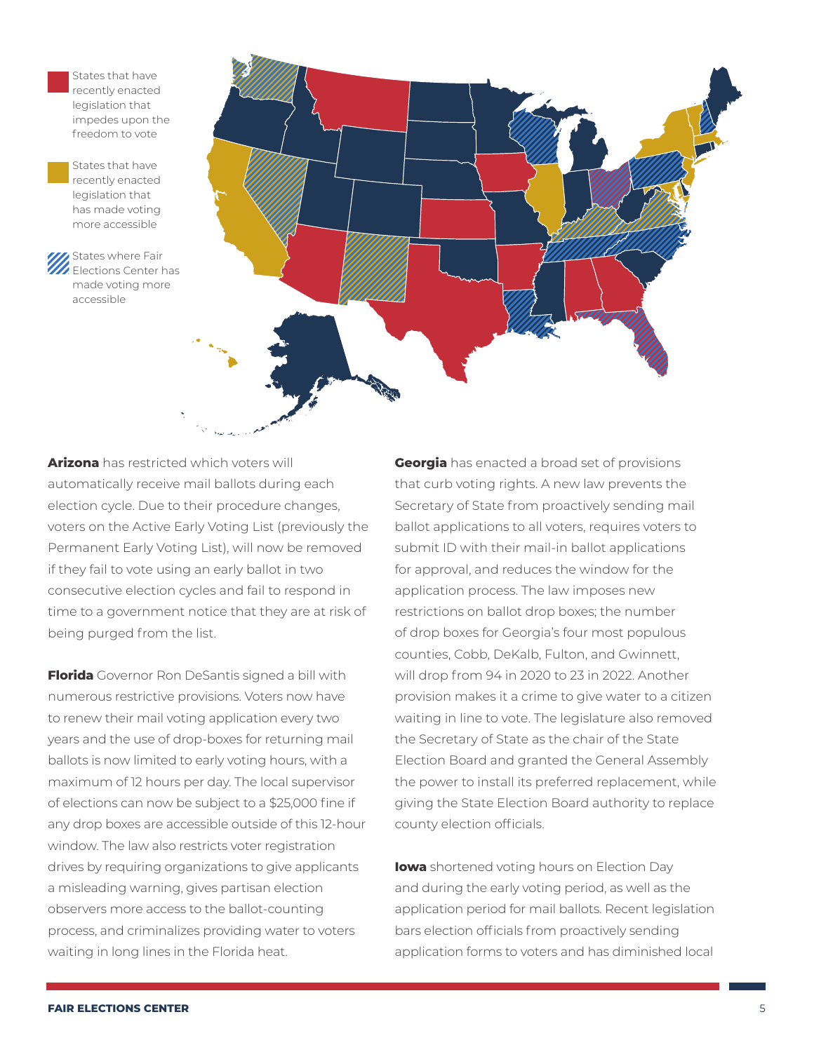States that have recently enacted legislation that impedes upon the freedom to vote

States that have recently enacted legislation that has made voting more accessible

States where Fair Elections Center has made voting more accessible

**Arizona** has restricted which voters will automatically receive mail ballots during each election cycle. Due to their procedure changes, voters on the Active Early Voting List (previously the Permanent Early Voting List), will now be removed if they fail to vote using an early ballot in two consecutive election cycles and fail to respond in time to a government notice that they are at risk of being purged from the list.

**Florida** Governor Ron DeSantis signed a bill with numerous restrictive provisions. Voters now have to renew their mail voting application every two years and the use of drop-boxes for returning mail ballots is now limited to early voting hours, with a maximum of 12 hours per day. The local supervisor of elections can now be subject to a $25,000 fine if any drop boxes are accessible outside of this 12-hour window. The law also restricts voter registration drives by requiring organizations to give applicants a misleading warning, gives partisan election observers more access to the ballot-counting process, and criminalizes providing water to voters waiting in long lines in the Florida heat.

**Georgia** has enacted a broad set of provisions that curb voting rights. A new law prevents the Secretary of State from proactively sending mail ballot applications to all voters, requires voters to submit ID with their mail-in ballot applications for approval, and reduces the window for the application process. The law imposes new restrictions on ballot drop boxes; the number of drop boxes for Georgia's four most populous counties, Cobb, DeKalb, Fulton, and Gwinnett, will drop from 94 in 2020 to 23 in 2022. Another provision makes it a crime to give water to a citizen waiting in line to vote. The legislature also removed the Secretary of State as the chair of the State Election Board and granted the General Assembly the power to install its preferred replacement, while giving the State Election Board authority to replace county election officials.

**Iowa** shortened voting hours on Election Day and during the early voting period, as well as the application period for mail ballots. Recent legislation bars election officials from proactively sending application forms to voters and has diminished local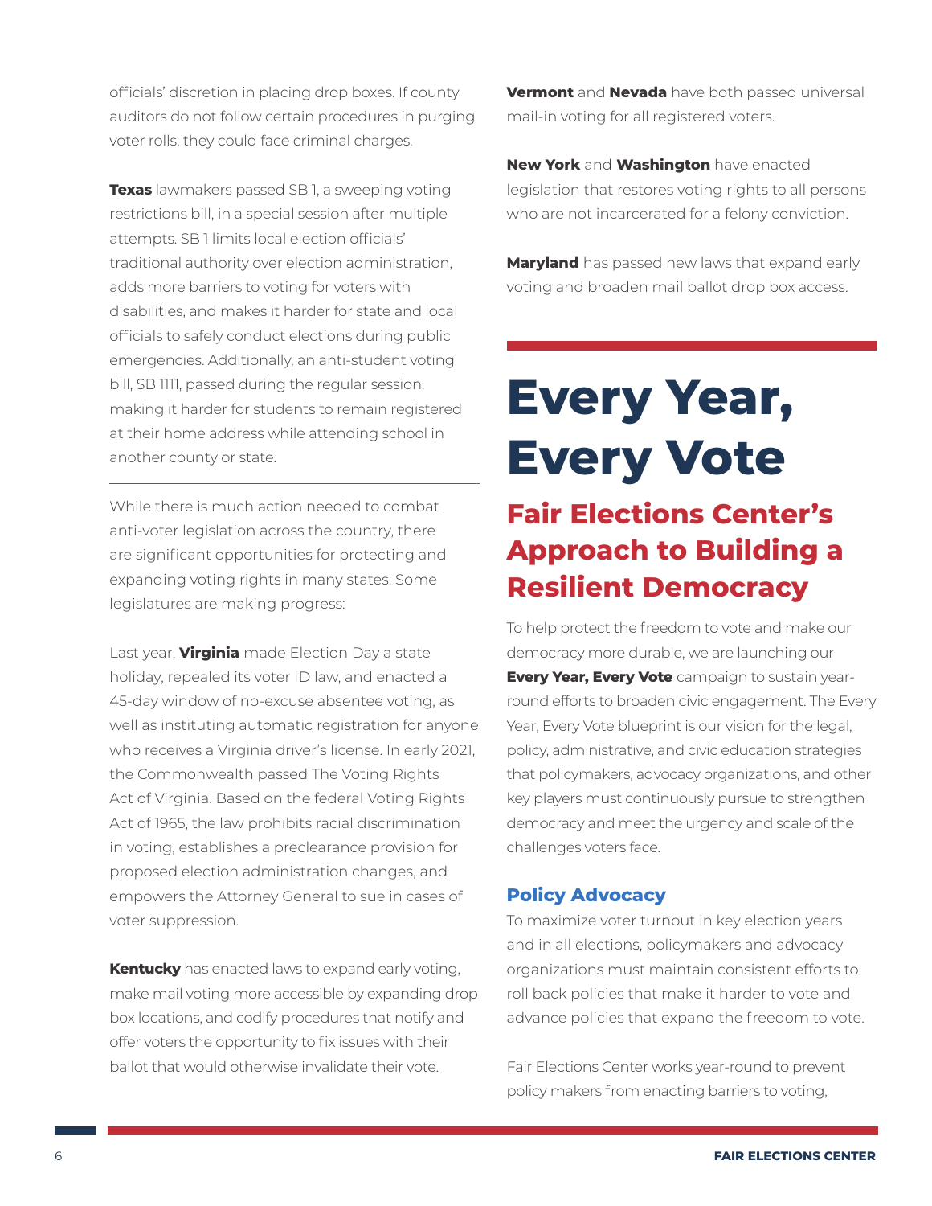officials' discretion in placing drop boxes. If county auditors do not follow certain procedures in purging voter rolls, they could face criminal charges.

**Texas** lawmakers passed SB 1, a sweeping voting restrictions bill, in a special session after multiple attempts. SB 1 limits local election officials' traditional authority over election administration, adds more barriers to voting for voters with disabilities, and makes it harder for state and local officials to safely conduct elections during public emergencies. Additionally, an anti-student voting bill, SB 1111, passed during the regular session, making it harder for students to remain registered at their home address while attending school in another county or state.

---

While there is much action needed to combat anti-voter legislation across the country, there are significant opportunities for protecting and expanding voting rights in many states. Some legislatures are making progress:

Last year, **Virginia** made Election Day a state holiday, repealed its voter ID law, and enacted a 45-day window of no-excuse absentee voting, as well as instituting automatic registration for anyone who receives a Virginia driver's license. In early 2021, the Commonwealth passed The Voting Rights Act of Virginia. Based on the federal Voting Rights Act of 1965, the law prohibits racial discrimination in voting, establishes a preclearance provision for proposed election administration changes, and empowers the Attorney General to sue in cases of voter suppression.

**Kentucky** has enacted laws to expand early voting, make mail voting more accessible by expanding drop box locations, and codify procedures that notify and offer voters the opportunity to fix issues with their ballot that would otherwise invalidate their vote.

**Vermont** and **Nevada** have both passed universal mail-in voting for all registered voters.

**New York** and **Washington** have enacted legislation that restores voting rights to all persons who are not incarcerated for a felony conviction.

**Maryland** has passed new laws that expand early voting and broaden mail ballot drop box access.

# Every Year, Every Vote

## Fair Elections Center's Approach to Building a Resilient Democracy

To help protect the freedom to vote and make our democracy more durable, we are launching our **Every Year, Every Vote** campaign to sustain year-round efforts to broaden civic engagement. The Every Year, Every Vote blueprint is our vision for the legal, policy, administrative, and civic education strategies that policymakers, advocacy organizations, and other key players must continuously pursue to strengthen democracy and meet the urgency and scale of the challenges voters face.

### Policy Advocacy

To maximize voter turnout in key election years and in all elections, policymakers and advocacy organizations must maintain consistent efforts to roll back policies that make it harder to vote and advance policies that expand the freedom to vote.

Fair Elections Center works year-round to prevent policy makers from enacting barriers to voting,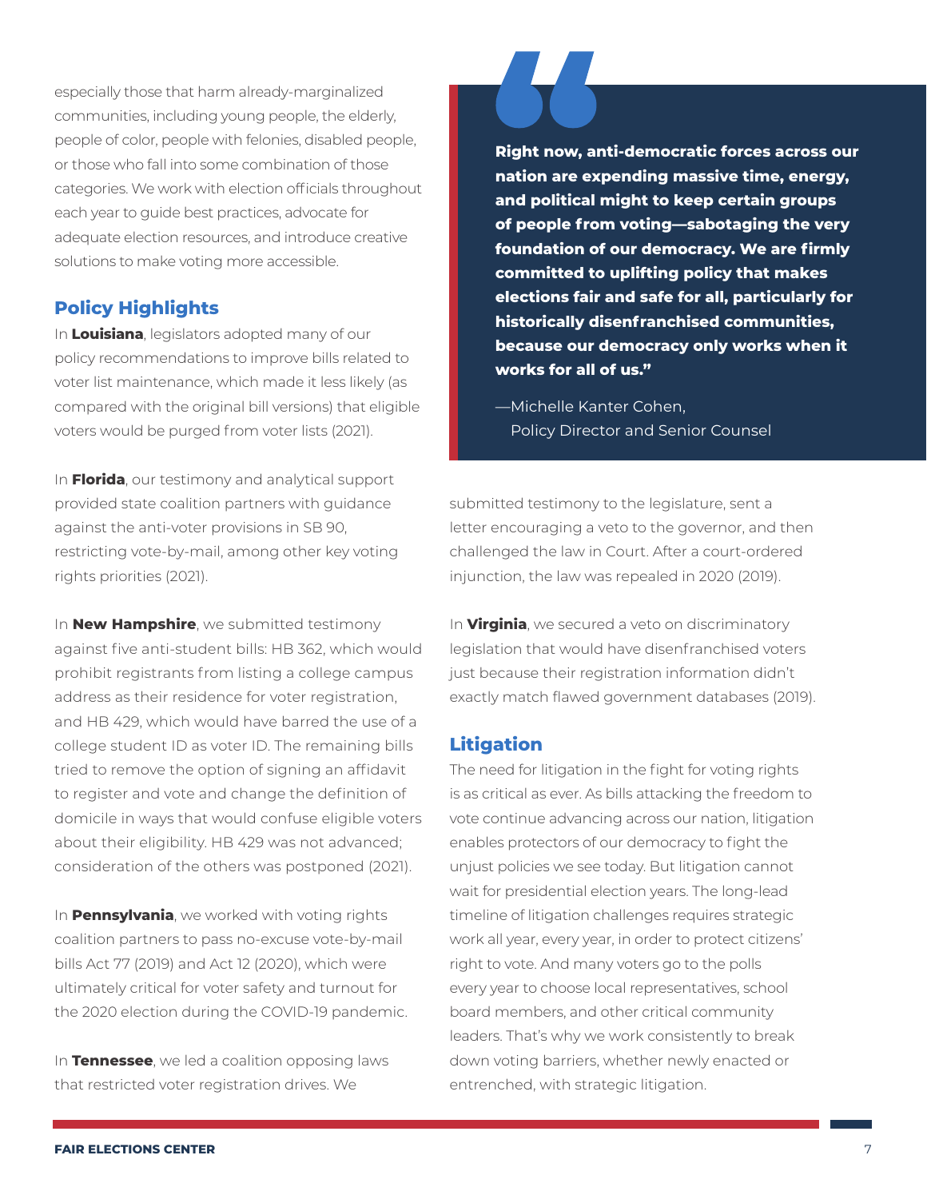especially those that harm already-marginalized communities, including young people, the elderly, people of color, people with felonies, disabled people, or those who fall into some combination of those categories. We work with election officials throughout each year to guide best practices, advocate for adequate election resources, and introduce creative solutions to make voting more accessible.

## Policy Highlights

In **Louisiana**, legislators adopted many of our policy recommendations to improve bills related to voter list maintenance, which made it less likely (as compared with the original bill versions) that eligible voters would be purged from voter lists (2021).

In **Florida**, our testimony and analytical support provided state coalition partners with guidance against the anti-voter provisions in SB 90, restricting vote-by-mail, among other key voting rights priorities (2021).

In **New Hampshire**, we submitted testimony against five anti-student bills: HB 362, which would prohibit registrants from listing a college campus address as their residence for voter registration, and HB 429, which would have barred the use of a college student ID as voter ID. The remaining bills tried to remove the option of signing an affidavit to register and vote and change the definition of domicile in ways that would confuse eligible voters about their eligibility. HB 429 was not advanced; consideration of the others was postponed (2021).

In **Pennsylvania**, we worked with voting rights coalition partners to pass no-excuse vote-by-mail bills Act 77 (2019) and Act 12 (2020), which were ultimately critical for voter safety and turnout for the 2020 election during the COVID-19 pandemic.

In **Tennessee**, we led a coalition opposing laws that restricted voter registration drives. We submitted testimony to the legislature, sent a letter encouraging a veto to the governor, and then challenged the law in Court. After a court-ordered injunction, the law was repealed in 2020 (2019).

In **Virginia**, we secured a veto on discriminatory legislation that would have disenfranchised voters just because their registration information didn't exactly match flawed government databases (2019).

> **Right now, anti-democratic forces across our nation are expending massive time, energy, and political might to keep certain groups of people from voting—sabotaging the very foundation of our democracy. We are firmly committed to uplifting policy that makes elections fair and safe for all, particularly for historically disenfranchised communities, because our democracy only works when it works for all of us."**
>
> —Michelle Kanter Cohen,
> Policy Director and Senior Counsel

## Litigation

The need for litigation in the fight for voting rights is as critical as ever. As bills attacking the freedom to vote continue advancing across our nation, litigation enables protectors of our democracy to fight the unjust policies we see today. But litigation cannot wait for presidential election years. The long-lead timeline of litigation challenges requires strategic work all year, every year, in order to protect citizens' right to vote. And many voters go to the polls every year to choose local representatives, school board members, and other critical community leaders. That's why we work consistently to break down voting barriers, whether newly enacted or entrenched, with strategic litigation.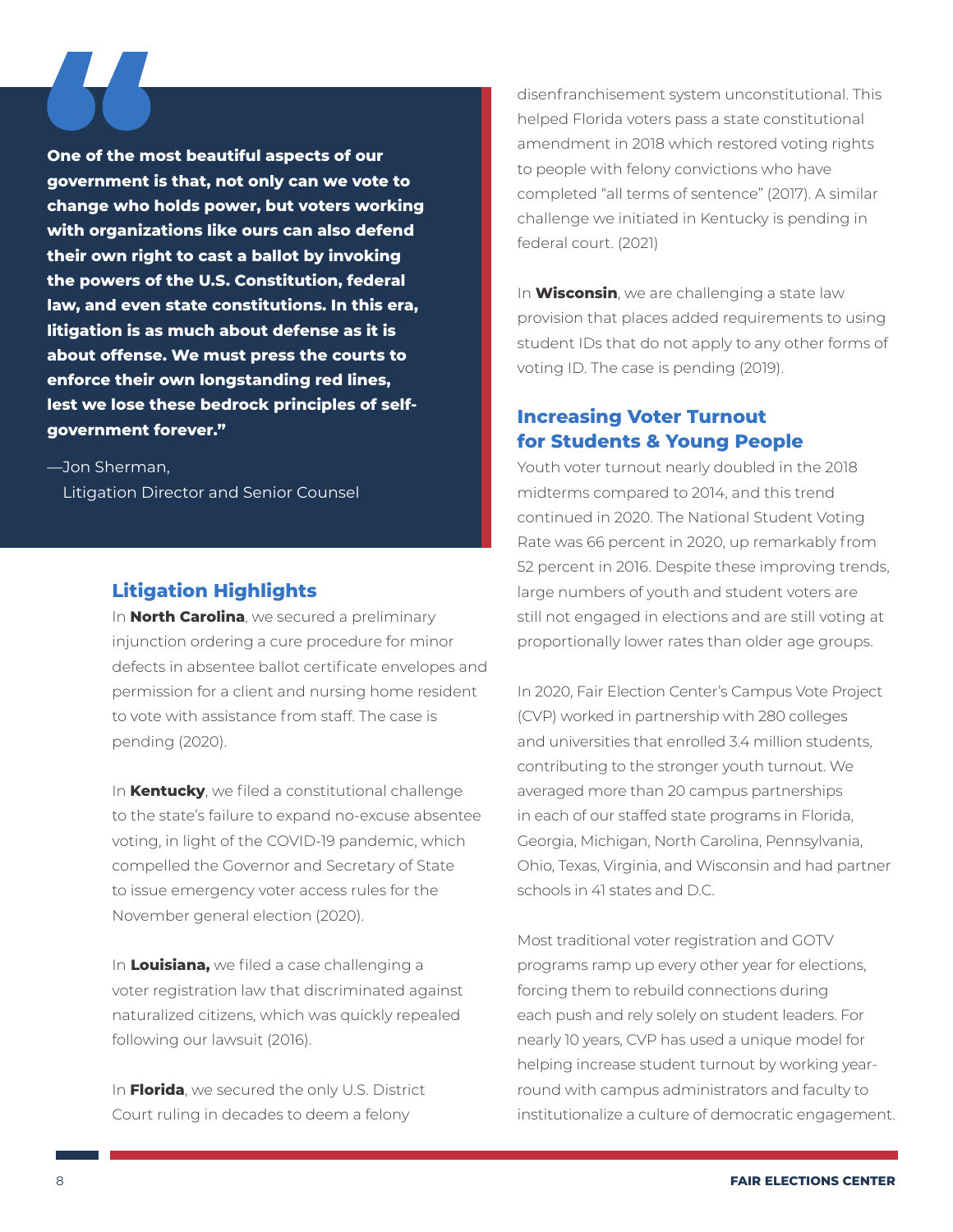> **One of the most beautiful aspects of our government is that, not only can we vote to change who holds power, but voters working with organizations like ours can also defend their own right to cast a ballot by invoking the powers of the U.S. Constitution, federal law, and even state constitutions. In this era, litigation is as much about defense as it is about offense. We must press the courts to enforce their own longstanding red lines, lest we lose these bedrock principles of self-government forever."**
>
> —Jon Sherman,
> Litigation Director and Senior Counsel

## Litigation Highlights

In **North Carolina**, we secured a preliminary injunction ordering a cure procedure for minor defects in absentee ballot certificate envelopes and permission for a client and nursing home resident to vote with assistance from staff. The case is pending (2020).

In **Kentucky**, we filed a constitutional challenge to the state's failure to expand no-excuse absentee voting, in light of the COVID-19 pandemic, which compelled the Governor and Secretary of State to issue emergency voter access rules for the November general election (2020).

In **Louisiana,** we filed a case challenging a voter registration law that discriminated against naturalized citizens, which was quickly repealed following our lawsuit (2016).

In **Florida**, we secured the only U.S. District Court ruling in decades to deem a felony disenfranchisement system unconstitutional. This helped Florida voters pass a state constitutional amendment in 2018 which restored voting rights to people with felony convictions who have completed "all terms of sentence" (2017). A similar challenge we initiated in Kentucky is pending in federal court. (2021)

In **Wisconsin**, we are challenging a state law provision that places added requirements to using student IDs that do not apply to any other forms of voting ID. The case is pending (2019).

## Increasing Voter Turnout for Students & Young People

Youth voter turnout nearly doubled in the 2018 midterms compared to 2014, and this trend continued in 2020. The National Student Voting Rate was 66 percent in 2020, up remarkably from 52 percent in 2016. Despite these improving trends, large numbers of youth and student voters are still not engaged in elections and are still voting at proportionally lower rates than older age groups.

In 2020, Fair Election Center's Campus Vote Project (CVP) worked in partnership with 280 colleges and universities that enrolled 3.4 million students, contributing to the stronger youth turnout. We averaged more than 20 campus partnerships in each of our staffed state programs in Florida, Georgia, Michigan, North Carolina, Pennsylvania, Ohio, Texas, Virginia, and Wisconsin and had partner schools in 41 states and D.C.

Most traditional voter registration and GOTV programs ramp up every other year for elections, forcing them to rebuild connections during each push and rely solely on student leaders. For nearly 10 years, CVP has used a unique model for helping increase student turnout by working year-round with campus administrators and faculty to institutionalize a culture of democratic engagement.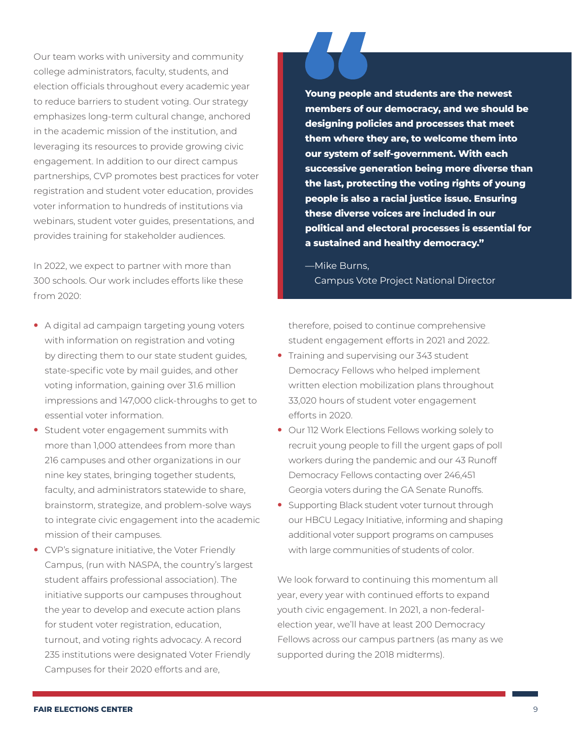Our team works with university and community college administrators, faculty, students, and election officials throughout every academic year to reduce barriers to student voting. Our strategy emphasizes long-term cultural change, anchored in the academic mission of the institution, and leveraging its resources to provide growing civic engagement. In addition to our direct campus partnerships, CVP promotes best practices for voter registration and student voter education, provides voter information to hundreds of institutions via webinars, student voter guides, presentations, and provides training for stakeholder audiences.

In 2022, we expect to partner with more than 300 schools. Our work includes efforts like these from 2020:

- A digital ad campaign targeting young voters with information on registration and voting by directing them to our state student guides, state-specific vote by mail guides, and other voting information, gaining over 31.6 million impressions and 147,000 click-throughs to get to essential voter information.
- Student voter engagement summits with more than 1,000 attendees from more than 216 campuses and other organizations in our nine key states, bringing together students, faculty, and administrators statewide to share, brainstorm, strategize, and problem-solve ways to integrate civic engagement into the academic mission of their campuses.
- CVP's signature initiative, the Voter Friendly Campus, (run with NASPA, the country's largest student affairs professional association). The initiative supports our campuses throughout the year to develop and execute action plans for student voter registration, education, turnout, and voting rights advocacy. A record 235 institutions were designated Voter Friendly Campuses for their 2020 efforts and are, therefore, poised to continue comprehensive student engagement efforts in 2021 and 2022.
- Training and supervising our 343 student Democracy Fellows who helped implement written election mobilization plans throughout 33,020 hours of student voter engagement efforts in 2020.
- Our 112 Work Elections Fellows working solely to recruit young people to fill the urgent gaps of poll workers during the pandemic and our 43 Runoff Democracy Fellows contacting over 246,451 Georgia voters during the GA Senate Runoffs.
- Supporting Black student voter turnout through our HBCU Legacy Initiative, informing and shaping additional voter support programs on campuses with large communities of students of color.

> **"Young people and students are the newest members of our democracy, and we should be designing policies and processes that meet them where they are, to welcome them into our system of self-government. With each successive generation being more diverse than the last, protecting the voting rights of young people is also a racial justice issue. Ensuring these diverse voices are included in our political and electoral processes is essential for a sustained and healthy democracy."**
>
> —Mike Burns,
> Campus Vote Project National Director

We look forward to continuing this momentum all year, every year with continued efforts to expand youth civic engagement. In 2021, a non-federal-election year, we'll have at least 200 Democracy Fellows across our campus partners (as many as we supported during the 2018 midterms).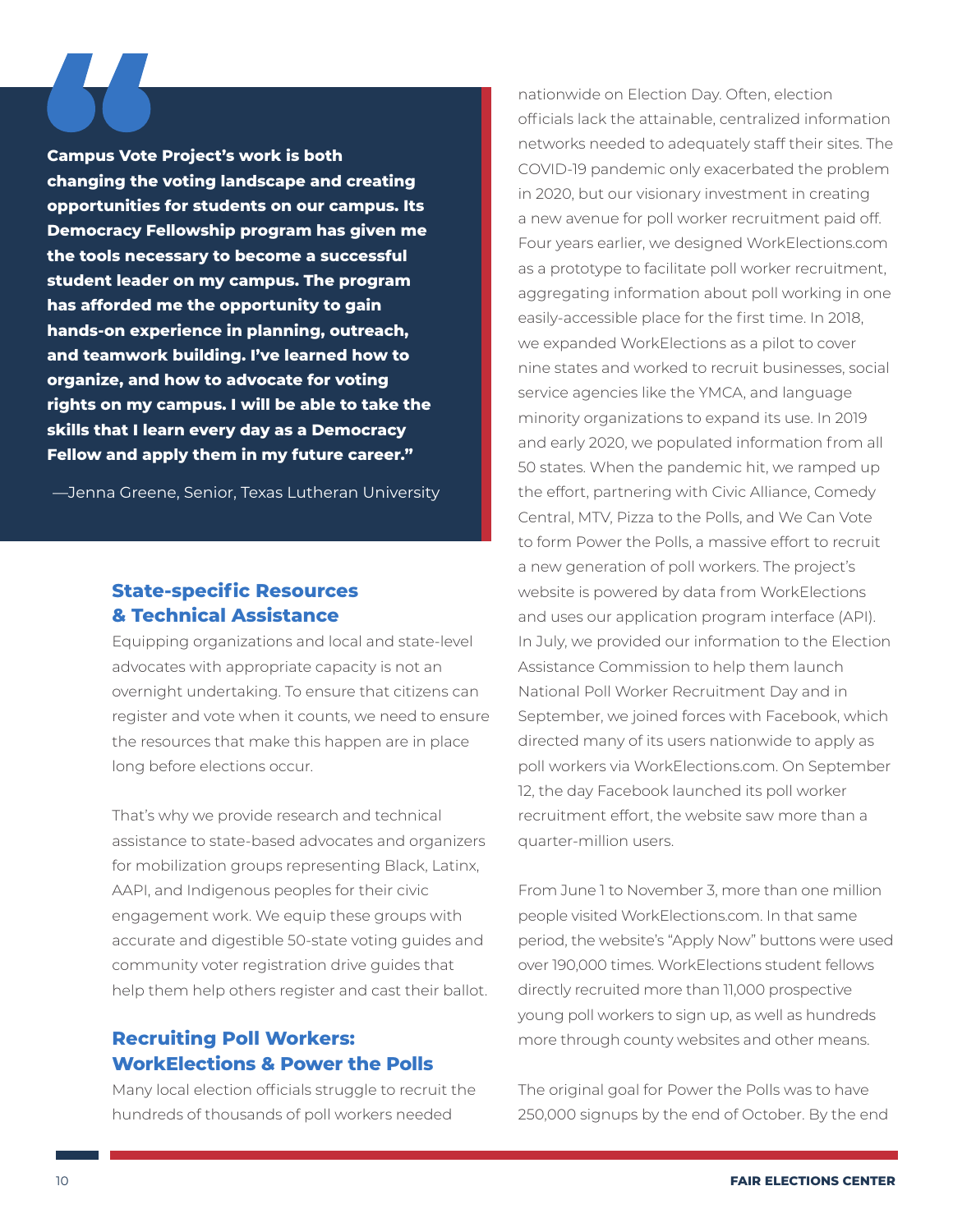> **Campus Vote Project's work is both changing the voting landscape and creating opportunities for students on our campus. Its Democracy Fellowship program has given me the tools necessary to become a successful student leader on my campus. The program has afforded me the opportunity to gain hands-on experience in planning, outreach, and teamwork building. I've learned how to organize, and how to advocate for voting rights on my campus. I will be able to take the skills that I learn every day as a Democracy Fellow and apply them in my future career."**
>
> —Jenna Greene, Senior, Texas Lutheran University

## State-specific Resources & Technical Assistance

Equipping organizations and local and state-level advocates with appropriate capacity is not an overnight undertaking. To ensure that citizens can register and vote when it counts, we need to ensure the resources that make this happen are in place long before elections occur.

That's why we provide research and technical assistance to state-based advocates and organizers for mobilization groups representing Black, Latinx, AAPI, and Indigenous peoples for their civic engagement work. We equip these groups with accurate and digestible 50-state voting guides and community voter registration drive guides that help them help others register and cast their ballot.

## Recruiting Poll Workers: WorkElections & Power the Polls

Many local election officials struggle to recruit the hundreds of thousands of poll workers needed nationwide on Election Day. Often, election officials lack the attainable, centralized information networks needed to adequately staff their sites. The COVID-19 pandemic only exacerbated the problem in 2020, but our visionary investment in creating a new avenue for poll worker recruitment paid off. Four years earlier, we designed WorkElections.com as a prototype to facilitate poll worker recruitment, aggregating information about poll working in one easily-accessible place for the first time. In 2018, we expanded WorkElections as a pilot to cover nine states and worked to recruit businesses, social service agencies like the YMCA, and language minority organizations to expand its use. In 2019 and early 2020, we populated information from all 50 states. When the pandemic hit, we ramped up the effort, partnering with Civic Alliance, Comedy Central, MTV, Pizza to the Polls, and We Can Vote to form Power the Polls, a massive effort to recruit a new generation of poll workers. The project's website is powered by data from WorkElections and uses our application program interface (API). In July, we provided our information to the Election Assistance Commission to help them launch National Poll Worker Recruitment Day and in September, we joined forces with Facebook, which directed many of its users nationwide to apply as poll workers via WorkElections.com. On September 12, the day Facebook launched its poll worker recruitment effort, the website saw more than a quarter-million users.

From June 1 to November 3, more than one million people visited WorkElections.com. In that same period, the website's "Apply Now" buttons were used over 190,000 times. WorkElections student fellows directly recruited more than 11,000 prospective young poll workers to sign up, as well as hundreds more through county websites and other means.

The original goal for Power the Polls was to have 250,000 signups by the end of October. By the end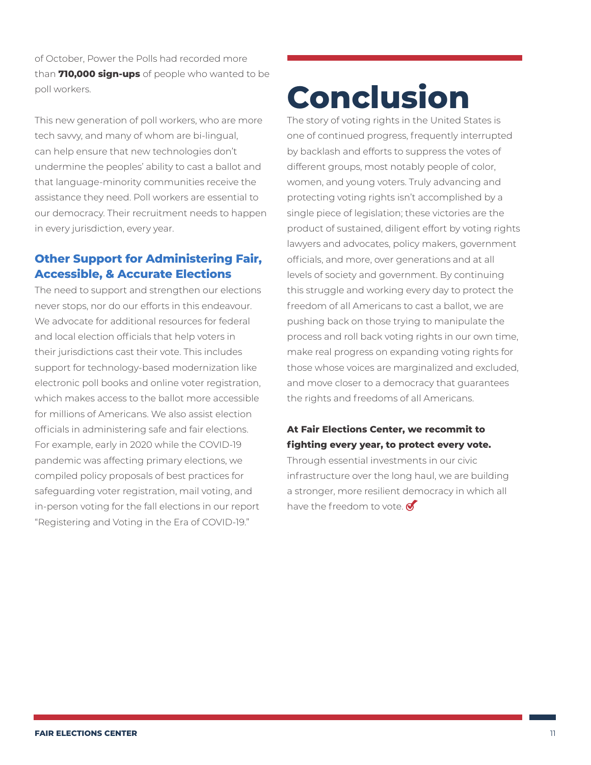of October, Power the Polls had recorded more than **710,000 sign-ups** of people who wanted to be poll workers.

This new generation of poll workers, who are more tech savvy, and many of whom are bi-lingual, can help ensure that new technologies don't undermine the peoples' ability to cast a ballot and that language-minority communities receive the assistance they need. Poll workers are essential to our democracy. Their recruitment needs to happen in every jurisdiction, every year.

### Other Support for Administering Fair, Accessible, & Accurate Elections

The need to support and strengthen our elections never stops, nor do our efforts in this endeavour. We advocate for additional resources for federal and local election officials that help voters in their jurisdictions cast their vote. This includes support for technology-based modernization like electronic poll books and online voter registration, which makes access to the ballot more accessible for millions of Americans. We also assist election officials in administering safe and fair elections. For example, early in 2020 while the COVID-19 pandemic was affecting primary elections, we compiled policy proposals of best practices for safeguarding voter registration, mail voting, and in-person voting for the fall elections in our report "Registering and Voting in the Era of COVID-19."

# Conclusion

The story of voting rights in the United States is one of continued progress, frequently interrupted by backlash and efforts to suppress the votes of different groups, most notably people of color, women, and young voters. Truly advancing and protecting voting rights isn't accomplished by a single piece of legislation; these victories are the product of sustained, diligent effort by voting rights lawyers and advocates, policy makers, government officials, and more, over generations and at all levels of society and government. By continuing this struggle and working every day to protect the freedom of all Americans to cast a ballot, we are pushing back on those trying to manipulate the process and roll back voting rights in our own time, make real progress on expanding voting rights for those whose voices are marginalized and excluded, and move closer to a democracy that guarantees the rights and freedoms of all Americans.

**At Fair Elections Center, we recommit to fighting every year, to protect every vote.**
Through essential investments in our civic infrastructure over the long haul, we are building a stronger, more resilient democracy in which all have the freedom to vote.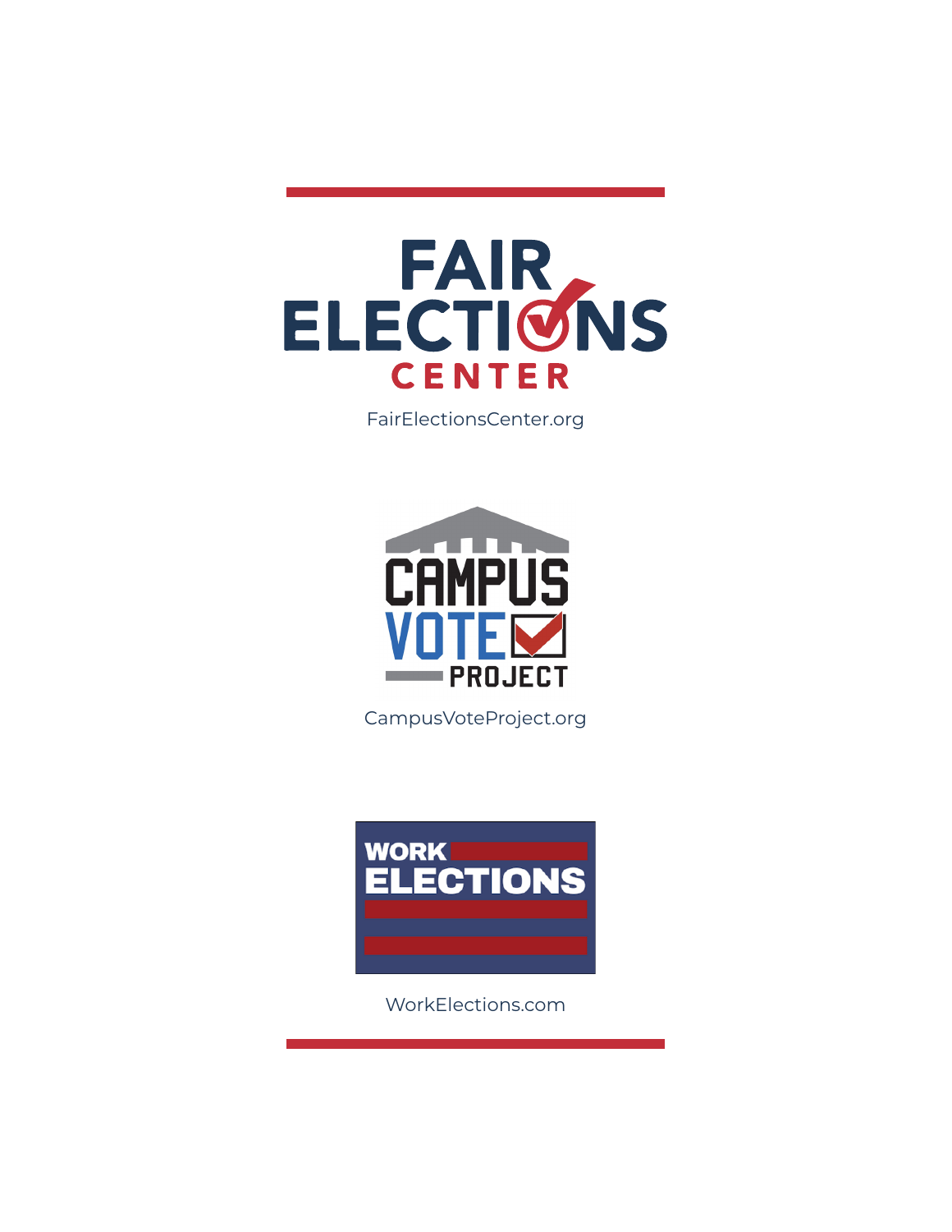FAIR ELECTIONS CENTER

FairElectionsCenter.org

CAMPUS VOTE PROJECT

CampusVoteProject.org

WORK ELECTIONS

WorkElections.com